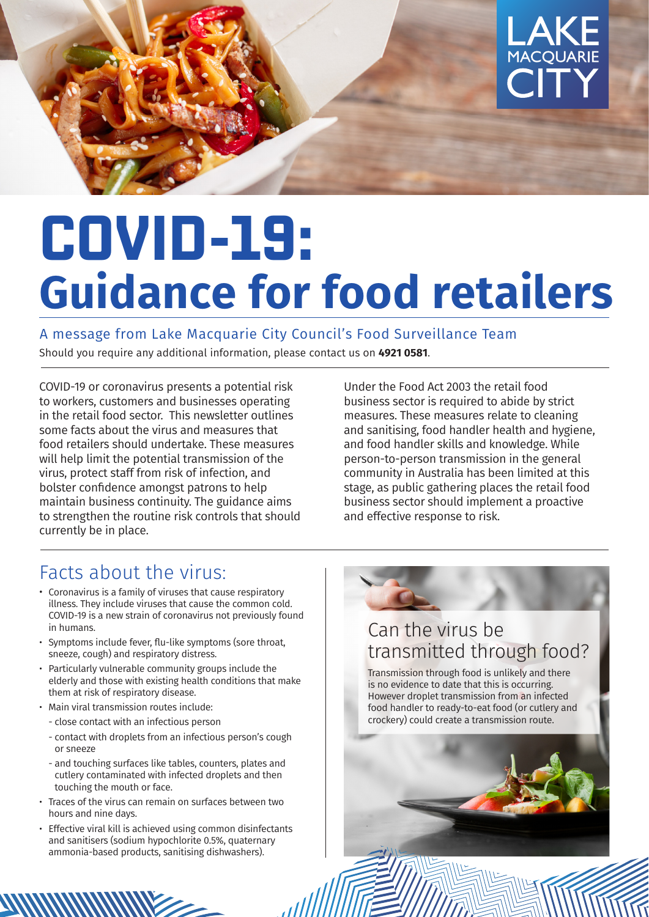LAKE MACQUARIE CITY

# COVID-19:
# Guidance for food retailers

A message from Lake Macquarie City Council's Food Surveillance Team

Should you require any additional information, please contact us on **4921 0581**.

COVID-19 or coronavirus presents a potential risk to workers, customers and businesses operating in the retail food sector. This newsletter outlines some facts about the virus and measures that food retailers should undertake. These measures will help limit the potential transmission of the virus, protect staff from risk of infection, and bolster confidence amongst patrons to help maintain business continuity. The guidance aims to strengthen the routine risk controls that should currently be in place.

Under the Food Act 2003 the retail food business sector is required to abide by strict measures. These measures relate to cleaning and sanitising, food handler health and hygiene, and food handler skills and knowledge. While person-to-person transmission in the general community in Australia has been limited at this stage, as public gathering places the retail food business sector should implement a proactive and effective response to risk.

## Facts about the virus:

- Coronavirus is a family of viruses that cause respiratory illness. They include viruses that cause the common cold. COVID-19 is a new strain of coronavirus not previously found in humans.
- Symptoms include fever, flu-like symptoms (sore throat, sneeze, cough) and respiratory distress.
- Particularly vulnerable community groups include the elderly and those with existing health conditions that make them at risk of respiratory disease.
- Main viral transmission routes include:
  - close contact with an infectious person
  - contact with droplets from an infectious person's cough or sneeze
  - and touching surfaces like tables, counters, plates and cutlery contaminated with infected droplets and then touching the mouth or face.
- Traces of the virus can remain on surfaces between two hours and nine days.
- Effective viral kill is achieved using common disinfectants and sanitisers (sodium hypochlorite 0.5%, quaternary ammonia-based products, sanitising dishwashers).

## Can the virus be transmitted through food?

Transmission through food is unlikely and there is no evidence to date that this is occurring. However droplet transmission from an infected food handler to ready-to-eat food (or cutlery and crockery) could create a transmission route.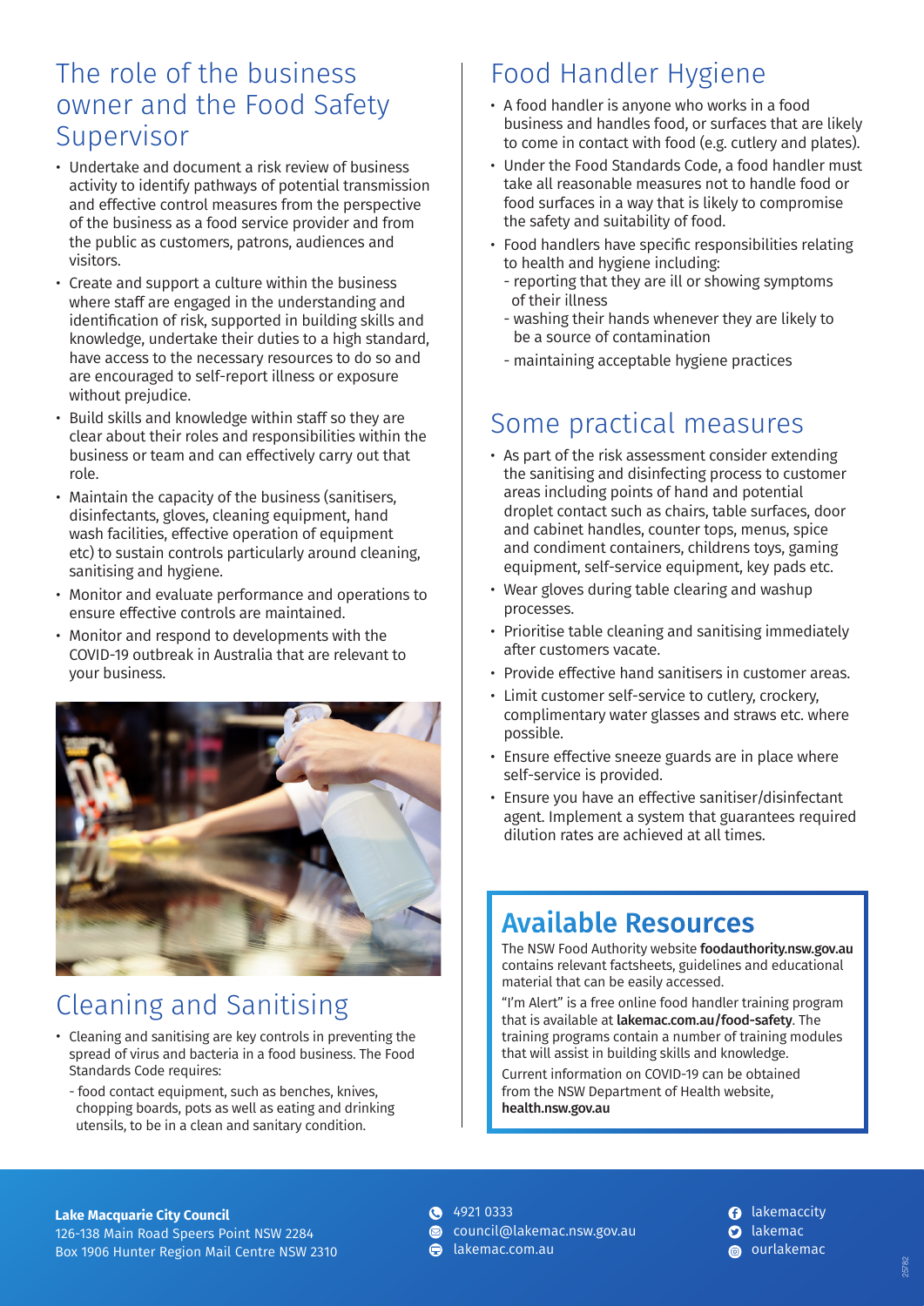## The role of the business owner and the Food Safety Supervisor

- Undertake and document a risk review of business activity to identify pathways of potential transmission and effective control measures from the perspective of the business as a food service provider and from the public as customers, patrons, audiences and visitors.
- Create and support a culture within the business where staff are engaged in the understanding and identification of risk, supported in building skills and knowledge, undertake their duties to a high standard, have access to the necessary resources to do so and are encouraged to self-report illness or exposure without prejudice.
- Build skills and knowledge within staff so they are clear about their roles and responsibilities within the business or team and can effectively carry out that role.
- Maintain the capacity of the business (sanitisers, disinfectants, gloves, cleaning equipment, hand wash facilities, effective operation of equipment etc) to sustain controls particularly around cleaning, sanitising and hygiene.
- Monitor and evaluate performance and operations to ensure effective controls are maintained.
- Monitor and respond to developments with the COVID-19 outbreak in Australia that are relevant to your business.

## Cleaning and Sanitising

- Cleaning and sanitising are key controls in preventing the spread of virus and bacteria in a food business. The Food Standards Code requires:
  - food contact equipment, such as benches, knives, chopping boards, pots as well as eating and drinking utensils, to be in a clean and sanitary condition.

## Food Handler Hygiene

- A food handler is anyone who works in a food business and handles food, or surfaces that are likely to come in contact with food (e.g. cutlery and plates).
- Under the Food Standards Code, a food handler must take all reasonable measures not to handle food or food surfaces in a way that is likely to compromise the safety and suitability of food.
- Food handlers have specific responsibilities relating to health and hygiene including:
  - reporting that they are ill or showing symptoms of their illness
  - washing their hands whenever they are likely to be a source of contamination
  - maintaining acceptable hygiene practices

## Some practical measures

- As part of the risk assessment consider extending the sanitising and disinfecting process to customer areas including points of hand and potential droplet contact such as chairs, table surfaces, door and cabinet handles, counter tops, menus, spice and condiment containers, childrens toys, gaming equipment, self-service equipment, key pads etc.
- Wear gloves during table clearing and washup processes.
- Prioritise table cleaning and sanitising immediately after customers vacate.
- Provide effective hand sanitisers in customer areas.
- Limit customer self-service to cutlery, crockery, complimentary water glasses and straws etc. where possible.
- Ensure effective sneeze guards are in place where self-service is provided.
- Ensure you have an effective sanitiser/disinfectant agent. Implement a system that guarantees required dilution rates are achieved at all times.

## Available Resources

The NSW Food Authority website **foodauthority.nsw.gov.au** contains relevant factsheets, guidelines and educational material that can be easily accessed.

"I'm Alert" is a free online food handler training program that is available at **lakemac.com.au/food-safety**. The training programs contain a number of training modules that will assist in building skills and knowledge.

Current information on COVID-19 can be obtained from the NSW Department of Health website, **health.nsw.gov.au**

**Lake Macquarie City Council**
126-138 Main Road Speers Point NSW 2284
Box 1906 Hunter Region Mail Centre NSW 2310

4921 0333
council@lakemac.nsw.gov.au
lakemac.com.au

lakemaccity
lakemac
ourlakemac